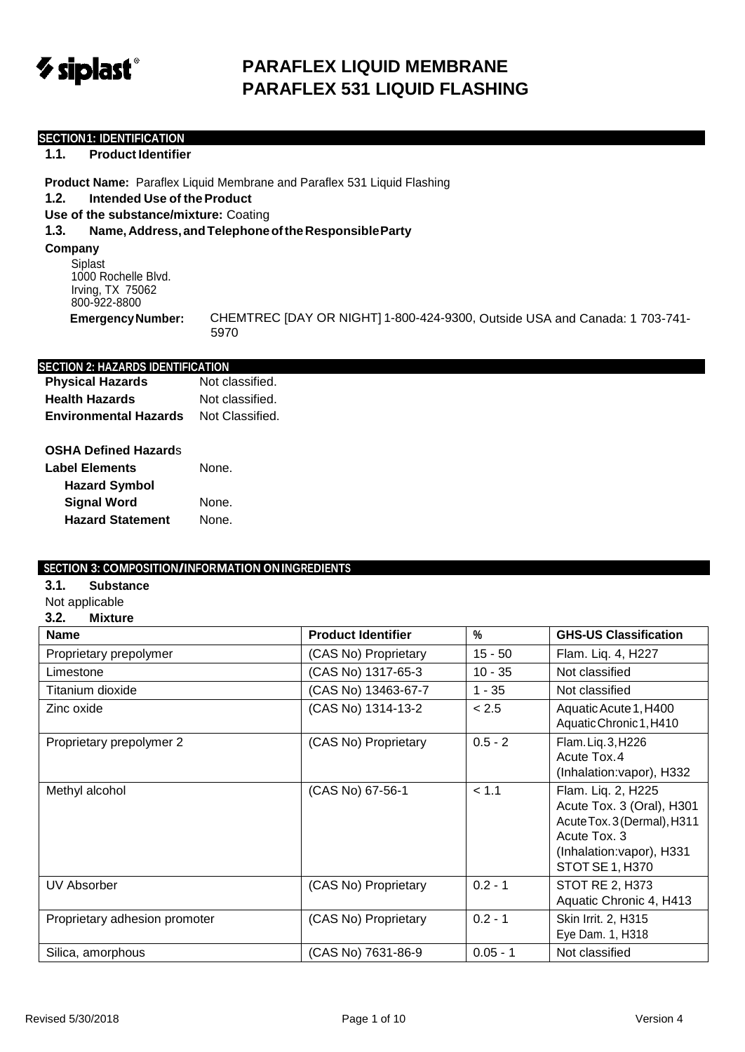# PARAFLEX LIQUID MEMBRANE
# PARAFLEX 531 LIQUID FLASHING

## SECTION 1: IDENTIFICATION

### 1.1. Product Identifier

**Product Name:** Paraflex Liquid Membrane and Paraflex 531 Liquid Flashing

### 1.2. Intended Use of the Product

**Use of the substance/mixture:** Coating

### 1.3. Name, Address, and Telephone of the Responsible Party

**Company**

Siplast
1000 Rochelle Blvd.
Irving, TX 75062
800-922-8800

**Emergency Number:** CHEMTREC [DAY OR NIGHT] 1-800-424-9300, Outside USA and Canada: 1 703-741-5970

## SECTION 2: HAZARDS IDENTIFICATION

**Physical Hazards** Not classified.
**Health Hazards** Not classified.
**Environmental Hazards** Not Classified.

**OSHA Defined Hazards**

**Label Elements** None.
**Hazard Symbol**
**Signal Word** None.
**Hazard Statement** None.

## SECTION 3: COMPOSITION/INFORMATION ON INGREDIENTS

### 3.1. Substance

Not applicable

### 3.2. Mixture

| Name | Product Identifier | % | GHS-US Classification |
|---|---|---|---|
| Proprietary prepolymer | (CAS No) Proprietary | 15 - 50 | Flam. Liq. 4, H227 |
| Limestone | (CAS No) 1317-65-3 | 10 - 35 | Not classified |
| Titanium dioxide | (CAS No) 13463-67-7 | 1 - 35 | Not classified |
| Zinc oxide | (CAS No) 1314-13-2 | < 2.5 | Aquatic Acute 1, H400<br>Aquatic Chronic 1, H410 |
| Proprietary prepolymer 2 | (CAS No) Proprietary | 0.5 - 2 | Flam. Liq. 3, H226<br>Acute Tox. 4 (Inhalation:vapor), H332 |
| Methyl alcohol | (CAS No) 67-56-1 | < 1.1 | Flam. Liq. 2, H225<br>Acute Tox. 3 (Oral), H301<br>Acute Tox. 3 (Dermal), H311<br>Acute Tox. 3 (Inhalation:vapor), H331<br>STOT SE 1, H370 |
| UV Absorber | (CAS No) Proprietary | 0.2 - 1 | STOT RE 2, H373<br>Aquatic Chronic 4, H413 |
| Proprietary adhesion promoter | (CAS No) Proprietary | 0.2 - 1 | Skin Irrit. 2, H315<br>Eye Dam. 1, H318 |
| Silica, amorphous | (CAS No) 7631-86-9 | 0.05 - 1 | Not classified |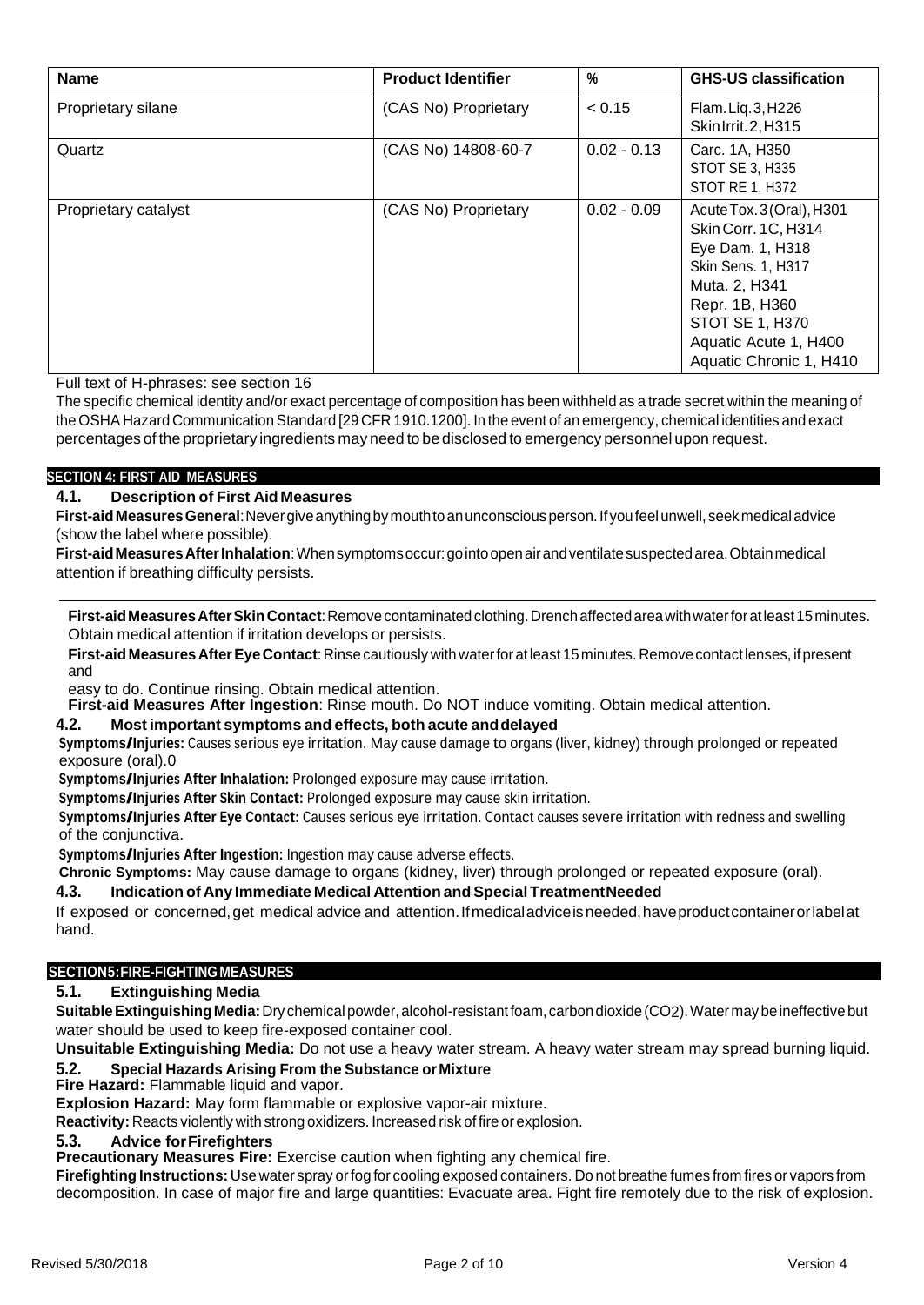| Name | Product Identifier | % | GHS-US classification |
| --- | --- | --- | --- |
| Proprietary silane | (CAS No) Proprietary | < 0.15 | Flam. Liq. 3, H226<br>Skin Irrit. 2, H315 |
| Quartz | (CAS No) 14808-60-7 | 0.02 - 0.13 | Carc. 1A, H350<br>STOT SE 3, H335<br>STOT RE 1, H372 |
| Proprietary catalyst | (CAS No) Proprietary | 0.02 - 0.09 | Acute Tox. 3 (Oral), H301<br>Skin Corr. 1C, H314<br>Eye Dam. 1, H318<br>Skin Sens. 1, H317<br>Muta. 2, H341<br>Repr. 1B, H360<br>STOT SE 1, H370<br>Aquatic Acute 1, H400<br>Aquatic Chronic 1, H410 |

Full text of H-phrases: see section 16

The specific chemical identity and/or exact percentage of composition has been withheld as a trade secret within the meaning of the OSHA Hazard Communication Standard [29 CFR 1910.1200]. In the event of an emergency, chemical identities and exact percentages of the proprietary ingredients may need to be disclosed to emergency personnel upon request.

## SECTION 4: FIRST AID MEASURES

### 4.1. Description of First Aid Measures

**First-aid Measures General**: Never give anything by mouth to an unconscious person. If you feel unwell, seek medical advice (show the label where possible).

**First-aid Measures After Inhalation**: When symptoms occur: go into open air and ventilate suspected area. Obtain medical attention if breathing difficulty persists.

**First-aid Measures After Skin Contact**: Remove contaminated clothing. Drench affected area with water for at least 15 minutes. Obtain medical attention if irritation develops or persists.

**First-aid Measures After Eye Contact**: Rinse cautiously with water for at least 15 minutes. Remove contact lenses, if present and easy to do. Continue rinsing. Obtain medical attention.

**First-aid Measures After Ingestion**: Rinse mouth. Do NOT induce vomiting. Obtain medical attention.

### 4.2. Most important symptoms and effects, both acute and delayed

**Symptoms/Injuries:** Causes serious eye irritation. May cause damage to organs (liver, kidney) through prolonged or repeated exposure (oral).0

**Symptoms/Injuries After Inhalation:** Prolonged exposure may cause irritation.

**Symptoms/Injuries After Skin Contact:** Prolonged exposure may cause skin irritation.

**Symptoms/Injuries After Eye Contact:** Causes serious eye irritation. Contact causes severe irritation with redness and swelling of the conjunctiva.

**Symptoms/Injuries After Ingestion:** Ingestion may cause adverse effects.

**Chronic Symptoms:** May cause damage to organs (kidney, liver) through prolonged or repeated exposure (oral).

### 4.3. Indication of Any Immediate Medical Attention and Special Treatment Needed

If exposed or concerned, get medical advice and attention. If medical advice is needed, have product container or label at hand.

## SECTION 5: FIRE-FIGHTING MEASURES

### 5.1. Extinguishing Media

**Suitable Extinguishing Media:** Dry chemical powder, alcohol-resistant foam, carbon dioxide ($CO_2$). Water may be ineffective but water should be used to keep fire-exposed container cool.

**Unsuitable Extinguishing Media:** Do not use a heavy water stream. A heavy water stream may spread burning liquid.

### 5.2. Special Hazards Arising From the Substance or Mixture

**Fire Hazard:** Flammable liquid and vapor.

**Explosion Hazard:** May form flammable or explosive vapor-air mixture.

**Reactivity:** Reacts violently with strong oxidizers. Increased risk of fire or explosion.

### 5.3. Advice for Firefighters

**Precautionary Measures Fire:** Exercise caution when fighting any chemical fire.

**Firefighting Instructions:** Use water spray or fog for cooling exposed containers. Do not breathe fumes from fires or vapors from decomposition. In case of major fire and large quantities: Evacuate area. Fight fire remotely due to the risk of explosion.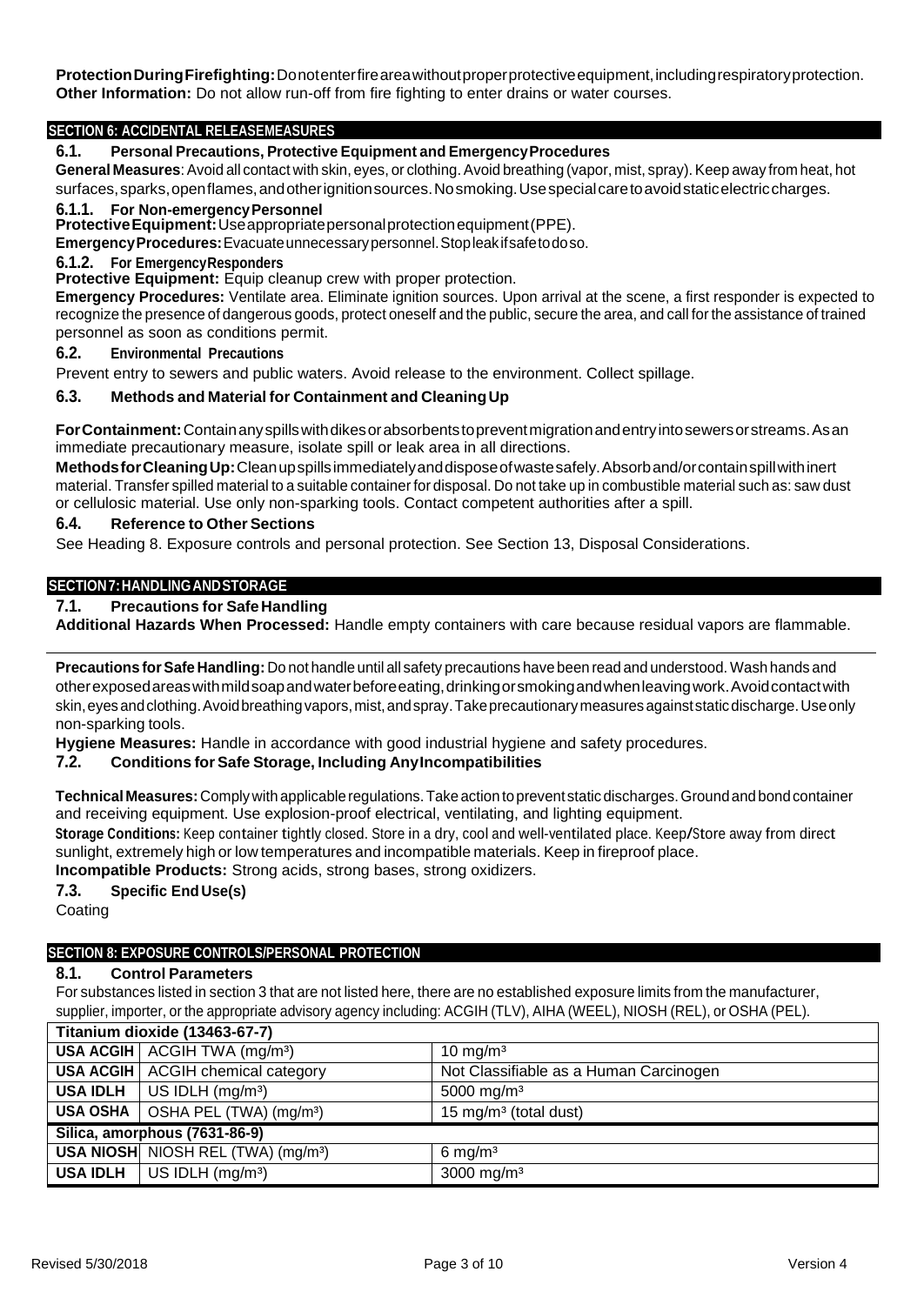**Protection During Firefighting:** Do not enter fire area without proper protective equipment, including respiratory protection.
**Other Information:** Do not allow run-off from fire fighting to enter drains or water courses.

## SECTION 6: ACCIDENTAL RELEASE MEASURES

### 6.1. Personal Precautions, Protective Equipment and Emergency Procedures

**General Measures**: Avoid all contact with skin, eyes, or clothing. Avoid breathing (vapor, mist, spray). Keep away from heat, hot surfaces, sparks, open flames, and other ignition sources. No smoking. Use special care to avoid static electric charges.

#### 6.1.1. For Non-emergency Personnel

**Protective Equipment:** Use appropriate personal protection equipment (PPE).
**Emergency Procedures:** Evacuate unnecessary personnel. Stop leak if safe to do so.

#### 6.1.2. For Emergency Responders

**Protective Equipment:** Equip cleanup crew with proper protection.
**Emergency Procedures:** Ventilate area. Eliminate ignition sources. Upon arrival at the scene, a first responder is expected to recognize the presence of dangerous goods, protect oneself and the public, secure the area, and call for the assistance of trained personnel as soon as conditions permit.

### 6.2. Environmental Precautions

Prevent entry to sewers and public waters. Avoid release to the environment. Collect spillage.

### 6.3. Methods and Material for Containment and Cleaning Up

**For Containment:** Contain any spills with dikes or absorbents to prevent migration and entry into sewers or streams. As an immediate precautionary measure, isolate spill or leak area in all directions.

**Methods for Cleaning Up:** Clean up spills immediately and dispose of waste safely. Absorb and/or contain spill with inert material. Transfer spilled material to a suitable container for disposal. Do not take up in combustible material such as: saw dust or cellulosic material. Use only non-sparking tools. Contact competent authorities after a spill.

### 6.4. Reference to Other Sections

See Heading 8. Exposure controls and personal protection. See Section 13, Disposal Considerations.

## SECTION 7: HANDLING AND STORAGE

### 7.1. Precautions for Safe Handling

**Additional Hazards When Processed:** Handle empty containers with care because residual vapors are flammable.

**Precautions for Safe Handling:** Do not handle until all safety precautions have been read and understood. Wash hands and other exposed areas with mild soap and water before eating, drinking or smoking and when leaving work. Avoid contact with skin, eyes and clothing. Avoid breathing vapors, mist, and spray. Take precautionary measures against static discharge. Use only non-sparking tools.

**Hygiene Measures:** Handle in accordance with good industrial hygiene and safety procedures.

### 7.2. Conditions for Safe Storage, Including Any Incompatibilities

**Technical Measures:** Comply with applicable regulations. Take action to prevent static discharges. Ground and bond container and receiving equipment. Use explosion-proof electrical, ventilating, and lighting equipment.

**Storage Conditions:** Keep container tightly closed. Store in a dry, cool and well-ventilated place. Keep/Store away from direct sunlight, extremely high or low temperatures and incompatible materials. Keep in fireproof place.

**Incompatible Products:** Strong acids, strong bases, strong oxidizers.

### 7.3. Specific End Use(s)

Coating

## SECTION 8: EXPOSURE CONTROLS/PERSONAL PROTECTION

### 8.1. Control Parameters

For substances listed in section 3 that are not listed here, there are no established exposure limits from the manufacturer, supplier, importer, or the appropriate advisory agency including: ACGIH (TLV), AIHA (WEEL), NIOSH (REL), or OSHA (PEL).

| Titanium dioxide (13463-67-7) | | |
|---|---|---|
| **USA ACGIH** | ACGIH TWA (mg/m³) | 10 mg/m³ |
| **USA ACGIH** | ACGIH chemical category | Not Classifiable as a Human Carcinogen |
| **USA IDLH** | US IDLH (mg/m³) | 5000 mg/m³ |
| **USA OSHA** | OSHA PEL (TWA) (mg/m³) | 15 mg/m³ (total dust) |
| **Silica, amorphous (7631-86-9)** | | |
| **USA NIOSH** | NIOSH REL (TWA) (mg/m³) | 6 mg/m³ |
| **USA IDLH** | US IDLH (mg/m³) | 3000 mg/m³ |

Revised 5/30/2018 Version 4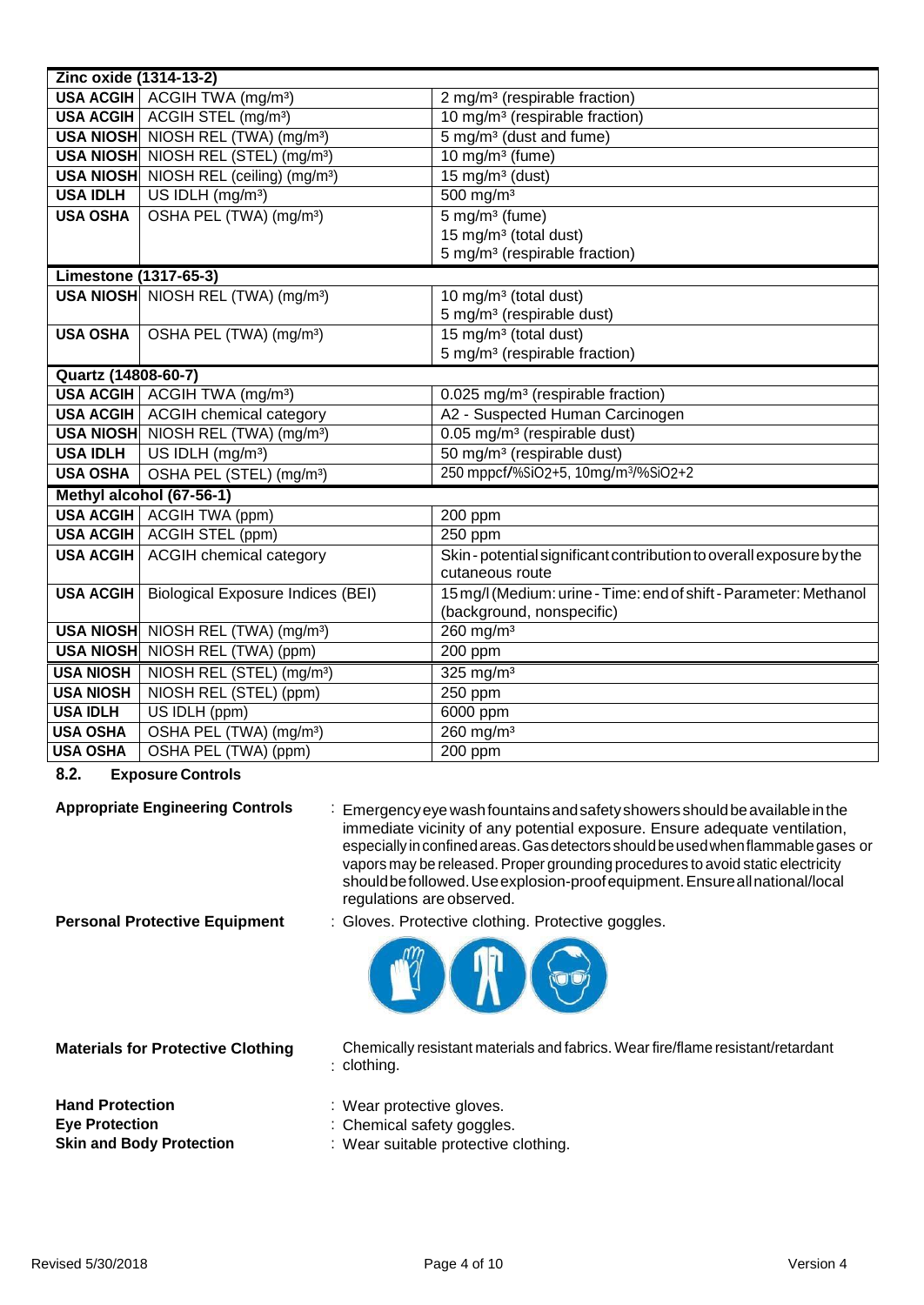| Zinc oxide (1314-13-2) | | |
|---|---|---|
| USA ACGIH | ACGIH TWA (mg/m³) | 2 mg/m³ (respirable fraction) |
| USA ACGIH | ACGIH STEL (mg/m³) | 10 mg/m³ (respirable fraction) |
| USA NIOSH | NIOSH REL (TWA) (mg/m³) | 5 mg/m³ (dust and fume) |
| USA NIOSH | NIOSH REL (STEL) (mg/m³) | 10 mg/m³ (fume) |
| USA NIOSH | NIOSH REL (ceiling) (mg/m³) | 15 mg/m³ (dust) |
| USA IDLH | US IDLH (mg/m³) | 500 mg/m³ |
| USA OSHA | OSHA PEL (TWA) (mg/m³) | 5 mg/m³ (fume)<br>15 mg/m³ (total dust)<br>5 mg/m³ (respirable fraction) |
| **Limestone (1317-65-3)** | | |
| USA NIOSH | NIOSH REL (TWA) (mg/m³) | 10 mg/m³ (total dust)<br>5 mg/m³ (respirable dust) |
| USA OSHA | OSHA PEL (TWA) (mg/m³) | 15 mg/m³ (total dust)<br>5 mg/m³ (respirable fraction) |
| **Quartz (14808-60-7)** | | |
| USA ACGIH | ACGIH TWA (mg/m³) | 0.025 mg/m³ (respirable fraction) |
| USA ACGIH | ACGIH chemical category | A2 - Suspected Human Carcinogen |
| USA NIOSH | NIOSH REL (TWA) (mg/m³) | 0.05 mg/m³ (respirable dust) |
| USA IDLH | US IDLH (mg/m³) | 50 mg/m³ (respirable dust) |
| USA OSHA | OSHA PEL (STEL) (mg/m³) | 250 mppcf/%SiO2+5, 10mg/m³/%SiO2+2 |
| **Methyl alcohol (67-56-1)** | | |
| USA ACGIH | ACGIH TWA (ppm) | 200 ppm |
| USA ACGIH | ACGIH STEL (ppm) | 250 ppm |
| USA ACGIH | ACGIH chemical category | Skin - potential significant contribution to overall exposure by the cutaneous route |
| USA ACGIH | Biological Exposure Indices (BEI) | 15 mg/l (Medium: urine - Time: end of shift - Parameter: Methanol (background, nonspecific) |
| USA NIOSH | NIOSH REL (TWA) (mg/m³) | 260 mg/m³ |
| USA NIOSH | NIOSH REL (TWA) (ppm) | 200 ppm |
| USA NIOSH | NIOSH REL (STEL) (mg/m³) | 325 mg/m³ |
| USA NIOSH | NIOSH REL (STEL) (ppm) | 250 ppm |
| USA IDLH | US IDLH (ppm) | 6000 ppm |
| USA OSHA | OSHA PEL (TWA) (mg/m³) | 260 mg/m³ |
| USA OSHA | OSHA PEL (TWA) (ppm) | 200 ppm |

## 8.2. Exposure Controls

**Appropriate Engineering Controls** : Emergency eye wash fountains and safety showers should be available in the immediate vicinity of any potential exposure. Ensure adequate ventilation, especially in confined areas. Gas detectors should be used when flammable gases or vapors may be released. Proper grounding procedures to avoid static electricity should be followed. Use explosion-proof equipment. Ensure all national/local regulations are observed.

**Personal Protective Equipment** : Gloves. Protective clothing. Protective goggles.

**Materials for Protective Clothing** : Chemically resistant materials and fabrics. Wear fire/flame resistant/retardant clothing.

**Hand Protection** : Wear protective gloves.

**Eye Protection** : Chemical safety goggles.

**Skin and Body Protection** : Wear suitable protective clothing.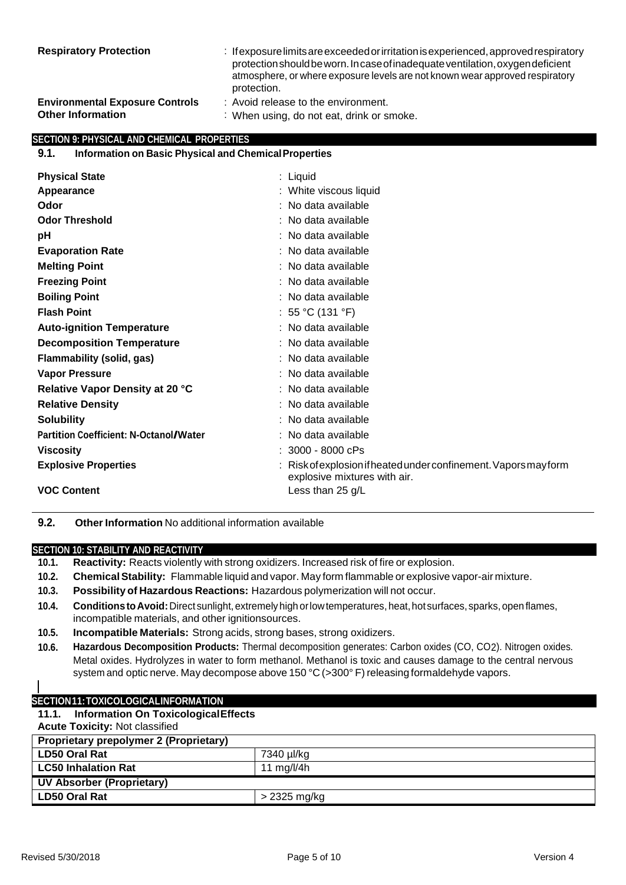**Respiratory Protection** : If exposure limits are exceeded or irritation is experienced, approved respiratory protection should be worn. In case of inadequate ventilation, oxygen deficient atmosphere, or where exposure levels are not known wear approved respiratory protection.

**Environmental Exposure Controls** : Avoid release to the environment.

**Other Information** : When using, do not eat, drink or smoke.

## SECTION 9: PHYSICAL AND CHEMICAL PROPERTIES

### 9.1. Information on Basic Physical and Chemical Properties

| | |
|---|---|
| **Physical State** | : Liquid |
| **Appearance** | : White viscous liquid |
| **Odor** | : No data available |
| **Odor Threshold** | : No data available |
| **pH** | : No data available |
| **Evaporation Rate** | : No data available |
| **Melting Point** | : No data available |
| **Freezing Point** | : No data available |
| **Boiling Point** | : No data available |
| **Flash Point** | : 55 °C (131 °F) |
| **Auto-ignition Temperature** | : No data available |
| **Decomposition Temperature** | : No data available |
| **Flammability (solid, gas)** | : No data available |
| **Vapor Pressure** | : No data available |
| **Relative Vapor Density at 20 °C** | : No data available |
| **Relative Density** | : No data available |
| **Solubility** | : No data available |
| **Partition Coefficient: N-Octanol/Water** | : No data available |
| **Viscosity** | : 3000 - 8000 cPs |
| **Explosive Properties** | : Risk of explosion if heated under confinement. Vapors may form explosive mixtures with air. |
| **VOC Content** | Less than 25 g/L |

**9.2. Other Information** No additional information available

## SECTION 10: STABILITY AND REACTIVITY

**10.1. Reactivity:** Reacts violently with strong oxidizers. Increased risk of fire or explosion.

**10.2. Chemical Stability:** Flammable liquid and vapor. May form flammable or explosive vapor-air mixture.

**10.3. Possibility of Hazardous Reactions:** Hazardous polymerization will not occur.

**10.4. Conditions to Avoid:** Direct sunlight, extremely high or low temperatures, heat, hot surfaces, sparks, open flames, incompatible materials, and other ignition sources.

**10.5. Incompatible Materials:** Strong acids, strong bases, strong oxidizers.

**10.6. Hazardous Decomposition Products:** Thermal decomposition generates: Carbon oxides ($CO$, $CO_2$). Nitrogen oxides. Metal oxides. Hydrolyzes in water to form methanol. Methanol is toxic and causes damage to the central nervous system and optic nerve. May decompose above 150 °C (>300° F) releasing formaldehyde vapors.

## SECTION 11: TOXICOLOGICAL INFORMATION

### 11.1. Information On Toxicological Effects

**Acute Toxicity:** Not classified

| **Proprietary prepolymer 2 (Proprietary)** | |
|---|---|
| **LD50 Oral Rat** | 7340 µl/kg |
| **LC50 Inhalation Rat** | 11 mg/l/4h |
| **UV Absorber (Proprietary)** | |
| **LD50 Oral Rat** | > 2325 mg/kg |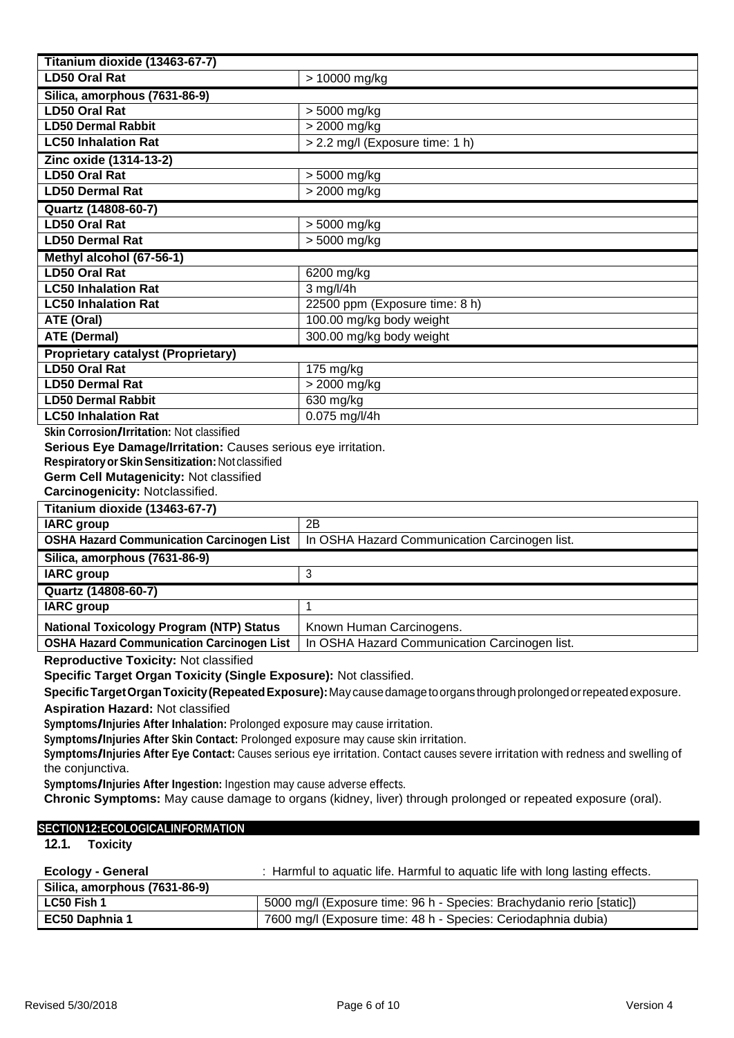| Titanium dioxide (13463-67-7) | |
|---|---|
| LD50 Oral Rat | > 10000 mg/kg |

| Silica, amorphous (7631-86-9) | |
|---|---|
| LD50 Oral Rat | > 5000 mg/kg |
| LD50 Dermal Rabbit | > 2000 mg/kg |
| LC50 Inhalation Rat | > 2.2 mg/l (Exposure time: 1 h) |

| Zinc oxide (1314-13-2) | |
|---|---|
| LD50 Oral Rat | > 5000 mg/kg |
| LD50 Dermal Rat | > 2000 mg/kg |

| Quartz (14808-60-7) | |
|---|---|
| LD50 Oral Rat | > 5000 mg/kg |
| LD50 Dermal Rat | > 5000 mg/kg |

| Methyl alcohol (67-56-1) | |
|---|---|
| LD50 Oral Rat | 6200 mg/kg |
| LC50 Inhalation Rat | 3 mg/l/4h |
| LC50 Inhalation Rat | 22500 ppm (Exposure time: 8 h) |
| ATE (Oral) | 100.00 mg/kg body weight |
| ATE (Dermal) | 300.00 mg/kg body weight |

| Proprietary catalyst (Proprietary) | |
|---|---|
| LD50 Oral Rat | 175 mg/kg |
| LD50 Dermal Rat | > 2000 mg/kg |
| LD50 Dermal Rabbit | 630 mg/kg |
| LC50 Inhalation Rat | 0.075 mg/l/4h |

**Skin Corrosion/Irritation:** Not classified

**Serious Eye Damage/Irritation:** Causes serious eye irritation.

**Respiratory or Skin Sensitization:** Not classified

**Germ Cell Mutagenicity:** Not classified

**Carcinogenicity:** Notclassified.

| Titanium dioxide (13463-67-7) | |
|---|---|
| IARC group | 2B |
| OSHA Hazard Communication Carcinogen List | In OSHA Hazard Communication Carcinogen list. |

| Silica, amorphous (7631-86-9) | |
|---|---|
| IARC group | 3 |

| Quartz (14808-60-7) | |
|---|---|
| IARC group | 1 |
| National Toxicology Program (NTP) Status | Known Human Carcinogens. |
| OSHA Hazard Communication Carcinogen List | In OSHA Hazard Communication Carcinogen list. |

**Reproductive Toxicity:** Not classified

**Specific Target Organ Toxicity (Single Exposure):** Not classified.

**Specific Target Organ Toxicity (Repeated Exposure):** May cause damage to organs through prolonged or repeated exposure.

**Aspiration Hazard:** Not classified

**Symptoms/Injuries After Inhalation:** Prolonged exposure may cause irritation.

**Symptoms/Injuries After Skin Contact:** Prolonged exposure may cause skin irritation.

**Symptoms/Injuries After Eye Contact:** Causes serious eye irritation. Contact causes severe irritation with redness and swelling of the conjunctiva.

**Symptoms/Injuries After Ingestion:** Ingestion may cause adverse effects.

**Chronic Symptoms:** May cause damage to organs (kidney, liver) through prolonged or repeated exposure (oral).

## SECTION 12: ECOLOGICAL INFORMATION

### 12.1. Toxicity

**Ecology - General** : Harmful to aquatic life. Harmful to aquatic life with long lasting effects.

| Silica, amorphous (7631-86-9) | |
|---|---|
| LC50 Fish 1 | 5000 mg/l (Exposure time: 96 h - Species: Brachydanio rerio [static]) |
| EC50 Daphnia 1 | 7600 mg/l (Exposure time: 48 h - Species: Ceriodaphnia dubia) |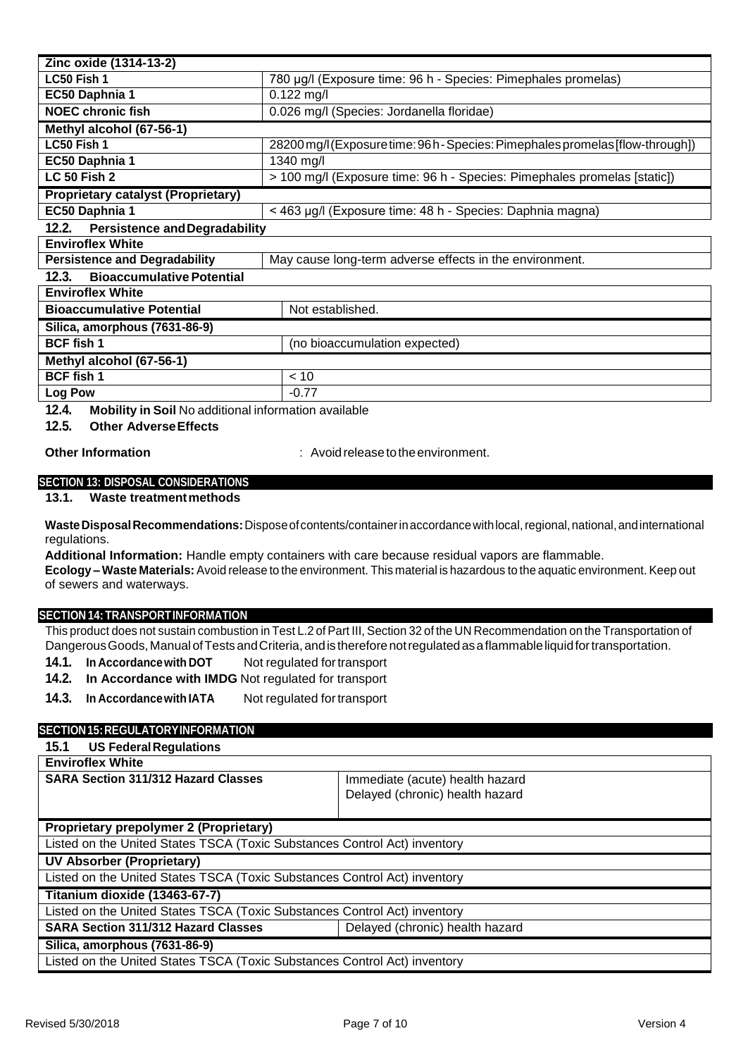| Zinc oxide (1314-13-2) | |
|---|---|
| LC50 Fish 1 | 780 µg/l (Exposure time: 96 h - Species: Pimephales promelas) |
| EC50 Daphnia 1 | 0.122 mg/l |
| NOEC chronic fish | 0.026 mg/l (Species: Jordanella floridae) |
| **Methyl alcohol (67-56-1)** | |
| LC50 Fish 1 | 28200 mg/l (Exposure time: 96 h - Species: Pimephales promelas [flow-through]) |
| EC50 Daphnia 1 | 1340 mg/l |
| LC 50 Fish 2 | > 100 mg/l (Exposure time: 96 h - Species: Pimephales promelas [static]) |
| **Proprietary catalyst (Proprietary)** | |
| EC50 Daphnia 1 | < 463 µg/l (Exposure time: 48 h - Species: Daphnia magna) |

### 12.2. Persistence and Degradability

| Enviroflex White | |
|---|---|
| Persistence and Degradability | May cause long-term adverse effects in the environment. |

### 12.3. Bioaccumulative Potential

| Enviroflex White | |
|---|---|
| Bioaccumulative Potential | Not established. |
| **Silica, amorphous (7631-86-9)** | |
| BCF fish 1 | (no bioaccumulation expected) |
| **Methyl alcohol (67-56-1)** | |
| BCF fish 1 | < 10 |
| Log Pow | -0.77 |

### 12.4. Mobility in Soil

No additional information available

### 12.5. Other Adverse Effects

**Other Information** : Avoid release to the environment.

## SECTION 13: DISPOSAL CONSIDERATIONS

### 13.1. Waste treatment methods

**Waste Disposal Recommendations:** Dispose of contents/container in accordance with local, regional, national, and international regulations.

**Additional Information:** Handle empty containers with care because residual vapors are flammable.

**Ecology – Waste Materials:** Avoid release to the environment. This material is hazardous to the aquatic environment. Keep out of sewers and waterways.

## SECTION 14: TRANSPORT INFORMATION

This product does not sustain combustion in Test L.2 of Part III, Section 32 of the UN Recommendation on the Transportation of Dangerous Goods, Manual of Tests and Criteria, and is therefore not regulated as a flammable liquid for transportation.

**14.1. In Accordance with DOT** Not regulated for transport

**14.2. In Accordance with IMDG** Not regulated for transport

**14.3. In Accordance with IATA** Not regulated for transport

## SECTION 15: REGULATORY INFORMATION

### 15.1 US Federal Regulations

| Enviroflex White | |
|---|---|
| SARA Section 311/312 Hazard Classes | Immediate (acute) health hazard<br>Delayed (chronic) health hazard |
| **Proprietary prepolymer 2 (Proprietary)** | |
| Listed on the United States TSCA (Toxic Substances Control Act) inventory | |
| **UV Absorber (Proprietary)** | |
| Listed on the United States TSCA (Toxic Substances Control Act) inventory | |
| **Titanium dioxide (13463-67-7)** | |
| Listed on the United States TSCA (Toxic Substances Control Act) inventory | |
| SARA Section 311/312 Hazard Classes | Delayed (chronic) health hazard |
| **Silica, amorphous (7631-86-9)** | |
| Listed on the United States TSCA (Toxic Substances Control Act) inventory | |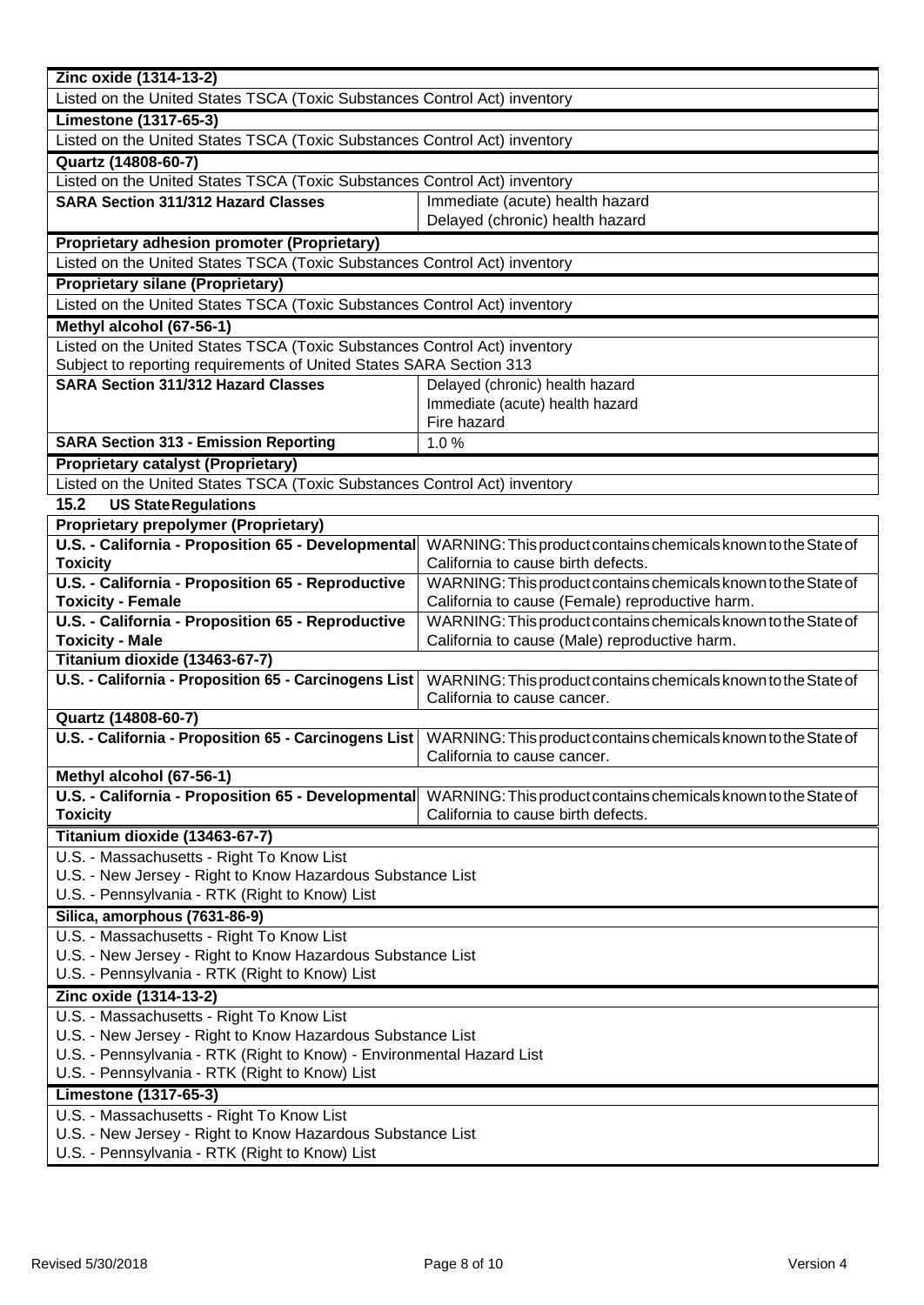| **Zinc oxide (1314-13-2)** | |
|---|---|
| Listed on the United States TSCA (Toxic Substances Control Act) inventory | |
| **Limestone (1317-65-3)** | |
| Listed on the United States TSCA (Toxic Substances Control Act) inventory | |
| **Quartz (14808-60-7)** | |
| Listed on the United States TSCA (Toxic Substances Control Act) inventory | |
| **SARA Section 311/312 Hazard Classes** | Immediate (acute) health hazard<br>Delayed (chronic) health hazard |
| **Proprietary adhesion promoter (Proprietary)** | |
| Listed on the United States TSCA (Toxic Substances Control Act) inventory | |
| **Proprietary silane (Proprietary)** | |
| Listed on the United States TSCA (Toxic Substances Control Act) inventory | |
| **Methyl alcohol (67-56-1)** | |
| Listed on the United States TSCA (Toxic Substances Control Act) inventory<br>Subject to reporting requirements of United States SARA Section 313 | |
| **SARA Section 311/312 Hazard Classes** | Delayed (chronic) health hazard<br>Immediate (acute) health hazard<br>Fire hazard |
| **SARA Section 313 - Emission Reporting** | 1.0 % |
| **Proprietary catalyst (Proprietary)** | |
| Listed on the United States TSCA (Toxic Substances Control Act) inventory | |

### 15.2 US State Regulations

| **Proprietary prepolymer (Proprietary)** | |
|---|---|
| **U.S. - California - Proposition 65 - Developmental Toxicity** | WARNING: This product contains chemicals known to the State of California to cause birth defects. |
| **U.S. - California - Proposition 65 - Reproductive Toxicity - Female** | WARNING: This product contains chemicals known to the State of California to cause (Female) reproductive harm. |
| **U.S. - California - Proposition 65 - Reproductive Toxicity - Male** | WARNING: This product contains chemicals known to the State of California to cause (Male) reproductive harm. |
| **Titanium dioxide (13463-67-7)** | |
| **U.S. - California - Proposition 65 - Carcinogens List** | WARNING: This product contains chemicals known to the State of California to cause cancer. |
| **Quartz (14808-60-7)** | |
| **U.S. - California - Proposition 65 - Carcinogens List** | WARNING: This product contains chemicals known to the State of California to cause cancer. |
| **Methyl alcohol (67-56-1)** | |
| **U.S. - California - Proposition 65 - Developmental Toxicity** | WARNING: This product contains chemicals known to the State of California to cause birth defects. |

| **Titanium dioxide (13463-67-7)** |
|---|
| U.S. - Massachusetts - Right To Know List<br>U.S. - New Jersey - Right to Know Hazardous Substance List<br>U.S. - Pennsylvania - RTK (Right to Know) List |
| **Silica, amorphous (7631-86-9)** |
| U.S. - Massachusetts - Right To Know List<br>U.S. - New Jersey - Right to Know Hazardous Substance List<br>U.S. - Pennsylvania - RTK (Right to Know) List |
| **Zinc oxide (1314-13-2)** |
| U.S. - Massachusetts - Right To Know List<br>U.S. - New Jersey - Right to Know Hazardous Substance List<br>U.S. - Pennsylvania - RTK (Right to Know) - Environmental Hazard List<br>U.S. - Pennsylvania - RTK (Right to Know) List |
| **Limestone (1317-65-3)** |
| U.S. - Massachusetts - Right To Know List<br>U.S. - New Jersey - Right to Know Hazardous Substance List<br>U.S. - Pennsylvania - RTK (Right to Know) List |

Revised 5/30/2018 Version 4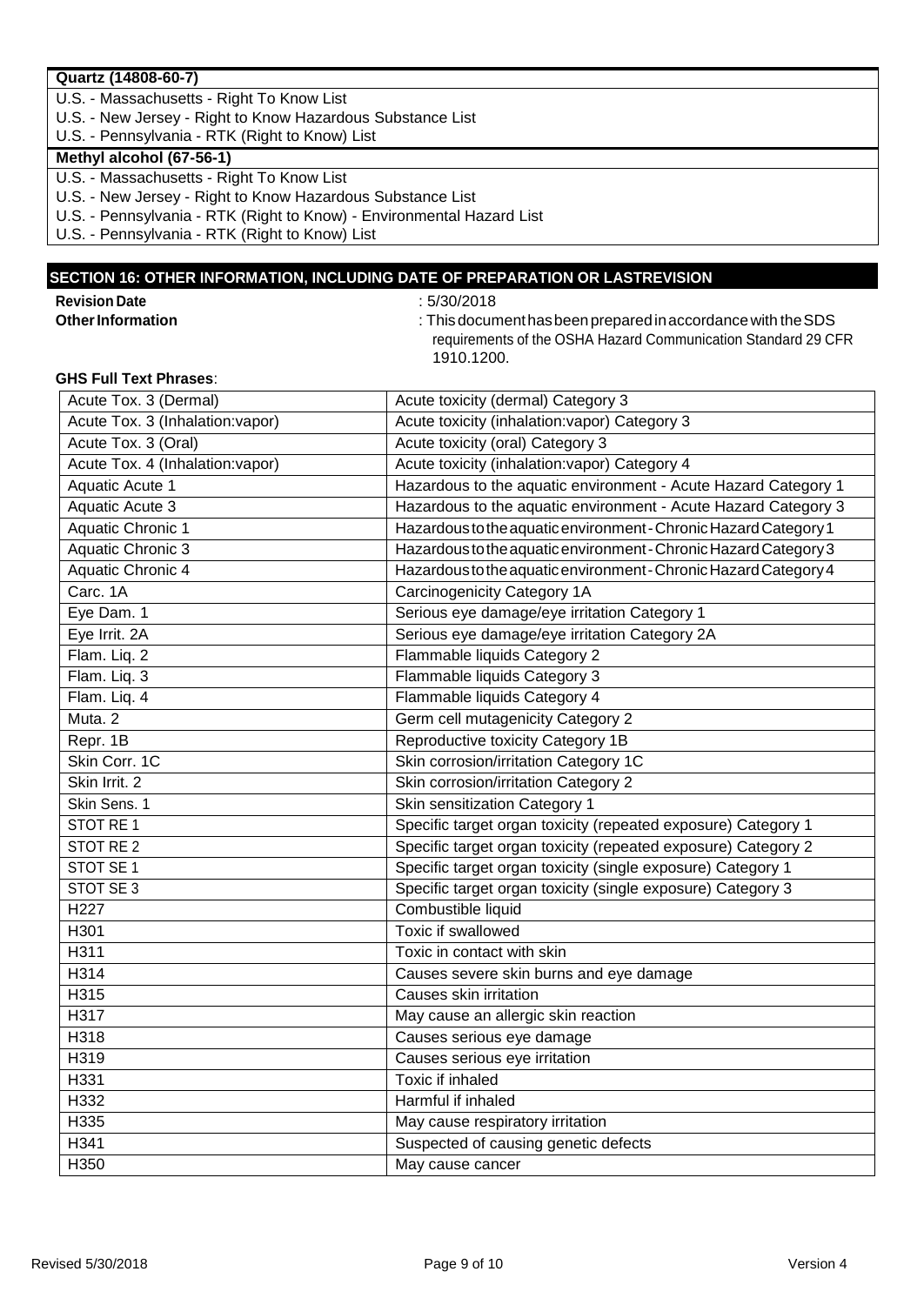| Quartz (14808-60-7) |
|---|
| U.S. - Massachusetts - Right To Know List |
| U.S. - New Jersey - Right to Know Hazardous Substance List |
| U.S. - Pennsylvania - RTK (Right to Know) List |

| Methyl alcohol (67-56-1) |
|---|
| U.S. - Massachusetts - Right To Know List |
| U.S. - New Jersey - Right to Know Hazardous Substance List |
| U.S. - Pennsylvania - RTK (Right to Know) - Environmental Hazard List |
| U.S. - Pennsylvania - RTK (Right to Know) List |

## SECTION 16: OTHER INFORMATION, INCLUDING DATE OF PREPARATION OR LASTREVISION

**Revision Date** : 5/30/2018

**Other Information** : This document has been prepared in accordance with the SDS requirements of the OSHA Hazard Communication Standard 29 CFR 1910.1200.

**GHS Full Text Phrases**:

| | |
|---|---|
| Acute Tox. 3 (Dermal) | Acute toxicity (dermal) Category 3 |
| Acute Tox. 3 (Inhalation:vapor) | Acute toxicity (inhalation:vapor) Category 3 |
| Acute Tox. 3 (Oral) | Acute toxicity (oral) Category 3 |
| Acute Tox. 4 (Inhalation:vapor) | Acute toxicity (inhalation:vapor) Category 4 |
| Aquatic Acute 1 | Hazardous to the aquatic environment - Acute Hazard Category 1 |
| Aquatic Acute 3 | Hazardous to the aquatic environment - Acute Hazard Category 3 |
| Aquatic Chronic 1 | Hazardous to the aquatic environment - Chronic Hazard Category 1 |
| Aquatic Chronic 3 | Hazardous to the aquatic environment - Chronic Hazard Category 3 |
| Aquatic Chronic 4 | Hazardous to the aquatic environment - Chronic Hazard Category 4 |
| Carc. 1A | Carcinogenicity Category 1A |
| Eye Dam. 1 | Serious eye damage/eye irritation Category 1 |
| Eye Irrit. 2A | Serious eye damage/eye irritation Category 2A |
| Flam. Liq. 2 | Flammable liquids Category 2 |
| Flam. Liq. 3 | Flammable liquids Category 3 |
| Flam. Liq. 4 | Flammable liquids Category 4 |
| Muta. 2 | Germ cell mutagenicity Category 2 |
| Repr. 1B | Reproductive toxicity Category 1B |
| Skin Corr. 1C | Skin corrosion/irritation Category 1C |
| Skin Irrit. 2 | Skin corrosion/irritation Category 2 |
| Skin Sens. 1 | Skin sensitization Category 1 |
| STOT RE 1 | Specific target organ toxicity (repeated exposure) Category 1 |
| STOT RE 2 | Specific target organ toxicity (repeated exposure) Category 2 |
| STOT SE 1 | Specific target organ toxicity (single exposure) Category 1 |
| STOT SE 3 | Specific target organ toxicity (single exposure) Category 3 |
| H227 | Combustible liquid |
| H301 | Toxic if swallowed |
| H311 | Toxic in contact with skin |
| H314 | Causes severe skin burns and eye damage |
| H315 | Causes skin irritation |
| H317 | May cause an allergic skin reaction |
| H318 | Causes serious eye damage |
| H319 | Causes serious eye irritation |
| H331 | Toxic if inhaled |
| H332 | Harmful if inhaled |
| H335 | May cause respiratory irritation |
| H341 | Suspected of causing genetic defects |
| H350 | May cause cancer |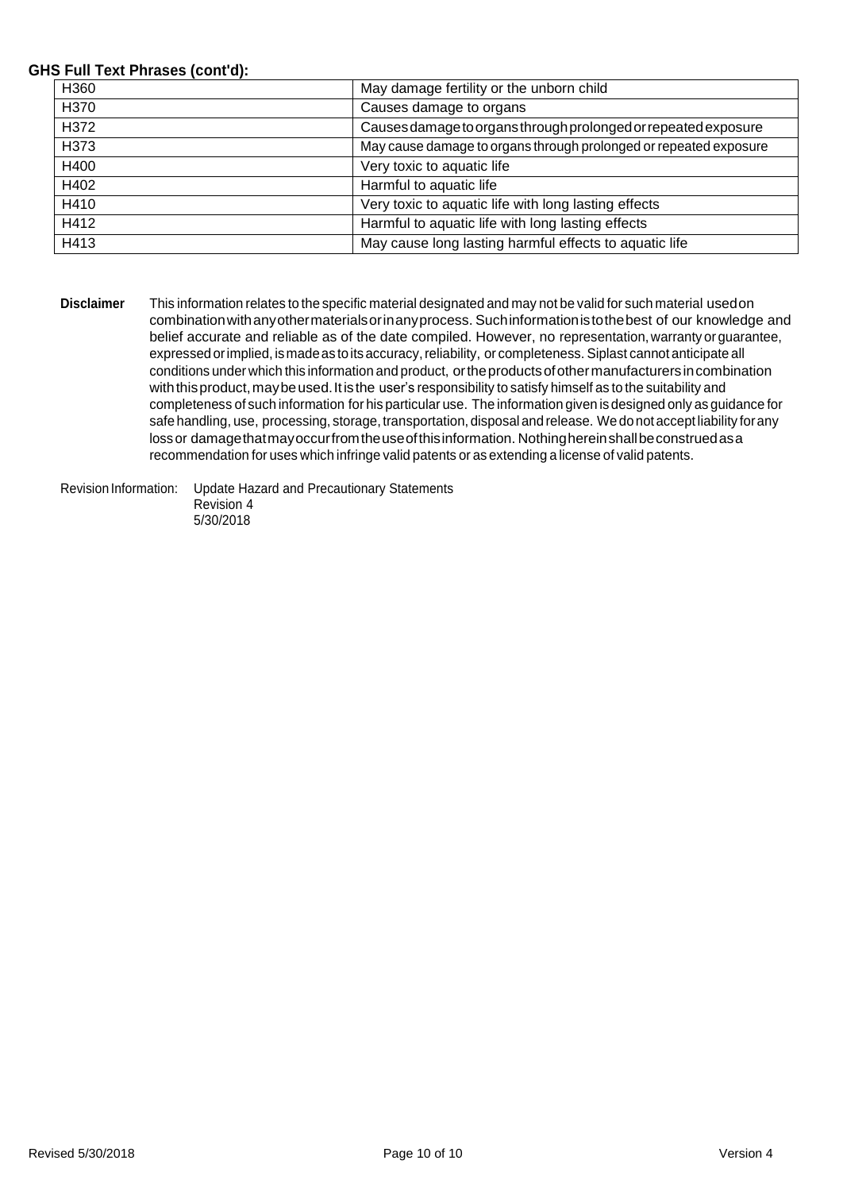**GHS Full Text Phrases (cont'd):**

| | |
|---|---|
| H360 | May damage fertility or the unborn child |
| H370 | Causes damage to organs |
| H372 | Causes damage to organs through prolonged or repeated exposure |
| H373 | May cause damage to organs through prolonged or repeated exposure |
| H400 | Very toxic to aquatic life |
| H402 | Harmful to aquatic life |
| H410 | Very toxic to aquatic life with long lasting effects |
| H412 | Harmful to aquatic life with long lasting effects |
| H413 | May cause long lasting harmful effects to aquatic life |

**Disclaimer** This information relates to the specific material designated and may not be valid for such material used on combination with any other materials or in any process. Such information is to the best of our knowledge and belief accurate and reliable as of the date compiled. However, no representation, warranty or guarantee, expressed or implied, is made as to its accuracy, reliability, or completeness. Siplast cannot anticipate all conditions under which this information and product, or the products of other manufacturers in combination with this product, may be used. It is the user's responsibility to satisfy himself as to the suitability and completeness of such information for his particular use. The information given is designed only as guidance for safe handling, use, processing, storage, transportation, disposal and release. We do not accept liability for any loss or damage that may occur from the use of this information. Nothing herein shall be construed as a recommendation for uses which infringe valid patents or as extending a license of valid patents.

Revision Information: Update Hazard and Precautionary Statements
Revision 4
5/30/2018